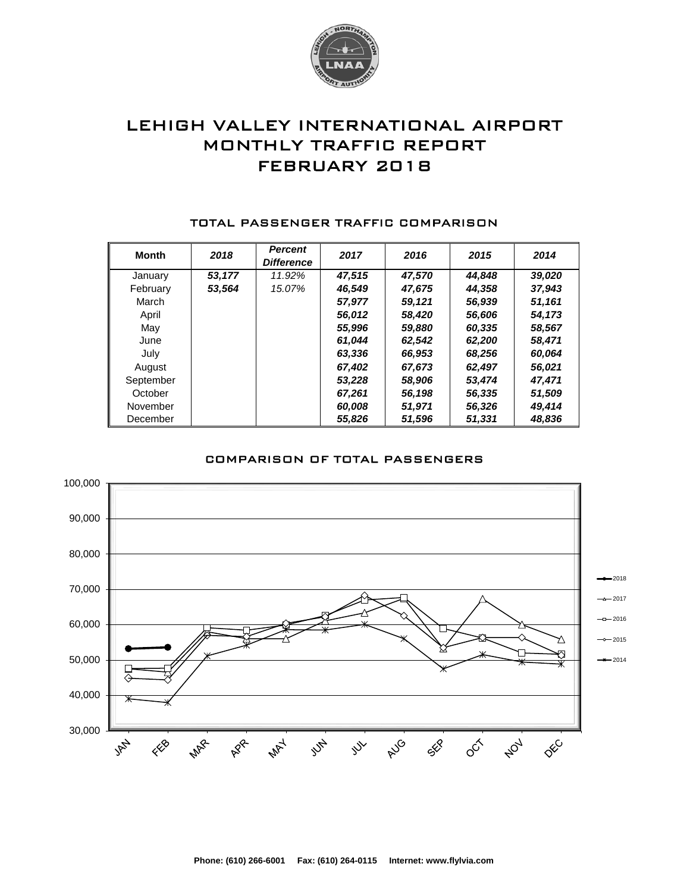# LEHIGH VALLEY INTERNATIONAL AIRPORT
# MONTHLY TRAFFIC REPORT
# FEBRUARY 2018

## TOTAL PASSENGER TRAFFIC COMPARISON

| Month | *2018* | *Percent Difference* | *2017* | *2016* | *2015* | *2014* |
|---|---|---|---|---|---|---|
| January | ***53,177*** | *11.92%* | ***47,515*** | ***47,570*** | ***44,848*** | ***39,020*** |
| February | ***53,564*** | *15.07%* | ***46,549*** | ***47,675*** | ***44,358*** | ***37,943*** |
| March | | | ***57,977*** | ***59,121*** | ***56,939*** | ***51,161*** |
| April | | | ***56,012*** | ***58,420*** | ***56,606*** | ***54,173*** |
| May | | | ***55,996*** | ***59,880*** | ***60,335*** | ***58,567*** |
| June | | | ***61,044*** | ***62,542*** | ***62,200*** | ***58,471*** |
| July | | | ***63,336*** | ***66,953*** | ***68,256*** | ***60,064*** |
| August | | | ***67,402*** | ***67,673*** | ***62,497*** | ***56,021*** |
| September | | | ***53,228*** | ***58,906*** | ***53,474*** | ***47,471*** |
| October | | | ***67,261*** | ***56,198*** | ***56,335*** | ***51,509*** |
| November | | | ***60,008*** | ***51,971*** | ***56,326*** | ***49,414*** |
| December | | | ***55,826*** | ***51,596*** | ***51,331*** | ***48,836*** |

## COMPARISON OF TOTAL PASSENGERS

**Phone: (610) 266-6001 Fax: (610) 264-0115 Internet: www.flylvia.com**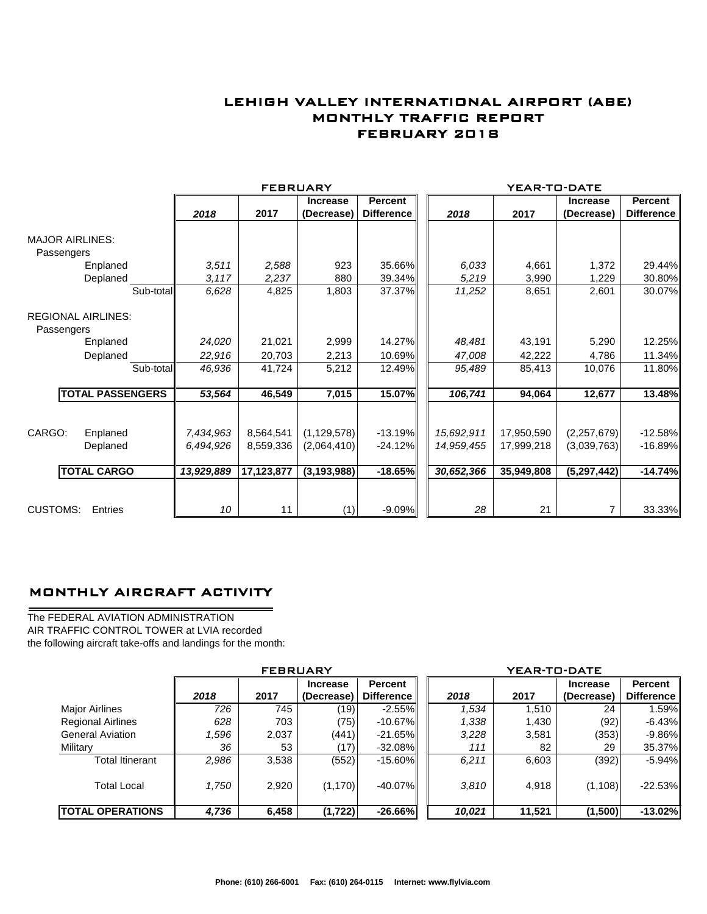# LEHIGH VALLEY INTERNATIONAL AIRPORT (ABE)
## MONTHLY TRAFFIC REPORT
## FEBRUARY 2018

| | FEBRUARY | | | | YEAR-TO-DATE | | | |
|---|---|---|---|---|---|---|---|---|
| | 2018 | 2017 | Increase (Decrease) | Percent Difference | 2018 | 2017 | Increase (Decrease) | Percent Difference |
| **MAJOR AIRLINES:** | | | | | | | | |
| Passengers | | | | | | | | |
| Enplaned | 3,511 | 2,588 | 923 | 35.66% | 6,033 | 4,661 | 1,372 | 29.44% |
| Deplaned | 3,117 | 2,237 | 880 | 39.34% | 5,219 | 3,990 | 1,229 | 30.80% |
| Sub-total | 6,628 | 4,825 | 1,803 | 37.37% | 11,252 | 8,651 | 2,601 | 30.07% |
| **REGIONAL AIRLINES:** | | | | | | | | |
| Passengers | | | | | | | | |
| Enplaned | 24,020 | 21,021 | 2,999 | 14.27% | 48,481 | 43,191 | 5,290 | 12.25% |
| Deplaned | 22,916 | 20,703 | 2,213 | 10.69% | 47,008 | 42,222 | 4,786 | 11.34% |
| Sub-total | 46,936 | 41,724 | 5,212 | 12.49% | 95,489 | 85,413 | 10,076 | 11.80% |
| **TOTAL PASSENGERS** | **53,564** | **46,549** | **7,015** | **15.07%** | **106,741** | **94,064** | **12,677** | **13.48%** |
| CARGO: Enplaned | 7,434,963 | 8,564,541 | (1,129,578) | -13.19% | 15,692,911 | 17,950,590 | (2,257,679) | -12.58% |
| Deplaned | 6,494,926 | 8,559,336 | (2,064,410) | -24.12% | 14,959,455 | 17,999,218 | (3,039,763) | -16.89% |
| **TOTAL CARGO** | **13,929,889** | **17,123,877** | **(3,193,988)** | **-18.65%** | **30,652,366** | **35,949,808** | **(5,297,442)** | **-14.74%** |
| CUSTOMS: Entries | 10 | 11 | (1) | -9.09% | 28 | 21 | 7 | 33.33% |

## MONTHLY AIRCRAFT ACTIVITY

The FEDERAL AVIATION ADMINISTRATION
AIR TRAFFIC CONTROL TOWER at LVIA recorded
the following aircraft take-offs and landings for the month:

| | FEBRUARY | | | | YEAR-TO-DATE | | | |
|---|---|---|---|---|---|---|---|---|
| | 2018 | 2017 | Increase (Decrease) | Percent Difference | 2018 | 2017 | Increase (Decrease) | Percent Difference |
| Major Airlines | 726 | 745 | (19) | -2.55% | 1,534 | 1,510 | 24 | 1.59% |
| Regional Airlines | 628 | 703 | (75) | -10.67% | 1,338 | 1,430 | (92) | -6.43% |
| General Aviation | 1,596 | 2,037 | (441) | -21.65% | 3,228 | 3,581 | (353) | -9.86% |
| Military | 36 | 53 | (17) | -32.08% | 111 | 82 | 29 | 35.37% |
| Total Itinerant | 2,986 | 3,538 | (552) | -15.60% | 6,211 | 6,603 | (392) | -5.94% |
| Total Local | 1,750 | 2,920 | (1,170) | -40.07% | 3,810 | 4,918 | (1,108) | -22.53% |
| **TOTAL OPERATIONS** | **4,736** | **6,458** | **(1,722)** | **-26.66%** | **10,021** | **11,521** | **(1,500)** | **-13.02%** |

Phone: (610) 266-6001 Fax: (610) 264-0115 Internet: www.flylvia.com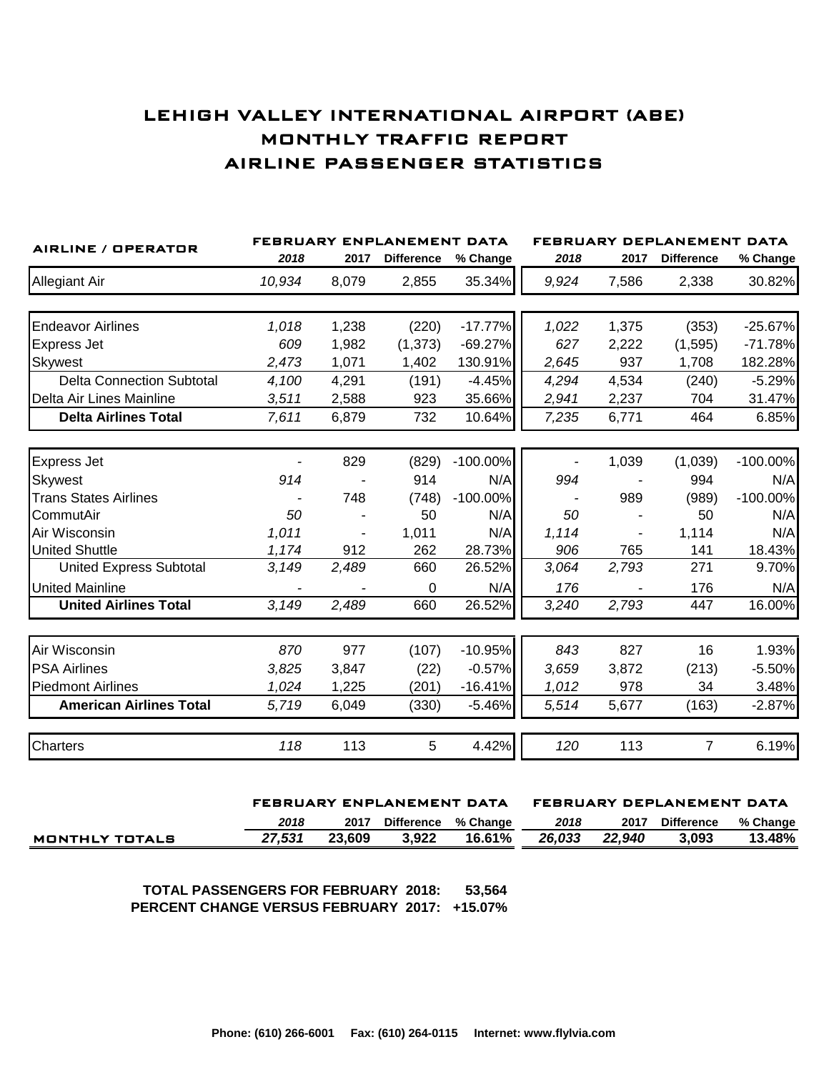# LEHIGH VALLEY INTERNATIONAL AIRPORT (ABE)
## MONTHLY TRAFFIC REPORT
## AIRLINE PASSENGER STATISTICS

| AIRLINE / OPERATOR | FEBRUARY ENPLANEMENT DATA | | | | FEBRUARY DEPLANEMENT DATA | | | |
|---|---|---|---|---|---|---|---|---|
| | *2018* | 2017 | Difference | % Change | *2018* | 2017 | Difference | % Change |
| Allegiant Air | *10,934* | 8,079 | 2,855 | 35.34% | *9,924* | 7,586 | 2,338 | 30.82% |
| Endeavor Airlines | *1,018* | 1,238 | (220) | -17.77% | *1,022* | 1,375 | (353) | -25.67% |
| Express Jet | *609* | 1,982 | (1,373) | -69.27% | *627* | 2,222 | (1,595) | -71.78% |
| Skywest | *2,473* | 1,071 | 1,402 | 130.91% | *2,645* | 937 | 1,708 | 182.28% |
| Delta Connection Subtotal | *4,100* | 4,291 | (191) | -4.45% | *4,294* | 4,534 | (240) | -5.29% |
| Delta Air Lines Mainline | *3,511* | 2,588 | 923 | 35.66% | *2,941* | 2,237 | 704 | 31.47% |
| **Delta Airlines Total** | *7,611* | 6,879 | 732 | 10.64% | *7,235* | 6,771 | 464 | 6.85% |
| Express Jet | - | 829 | (829) | -100.00% | - | 1,039 | (1,039) | -100.00% |
| Skywest | *914* | - | 914 | N/A | *994* | - | 994 | N/A |
| Trans States Airlines | - | 748 | (748) | -100.00% | - | 989 | (989) | -100.00% |
| CommutAir | *50* | - | 50 | N/A | *50* | - | 50 | N/A |
| Air Wisconsin | *1,011* | - | 1,011 | N/A | *1,114* | - | 1,114 | N/A |
| United Shuttle | *1,174* | 912 | 262 | 28.73% | *906* | 765 | 141 | 18.43% |
| United Express Subtotal | *3,149* | *2,489* | 660 | 26.52% | *3,064* | *2,793* | 271 | 9.70% |
| United Mainline | - | - | 0 | N/A | *176* | - | 176 | N/A |
| **United Airlines Total** | *3,149* | *2,489* | 660 | 26.52% | *3,240* | *2,793* | 447 | 16.00% |
| Air Wisconsin | *870* | 977 | (107) | -10.95% | *843* | 827 | 16 | 1.93% |
| PSA Airlines | *3,825* | 3,847 | (22) | -0.57% | *3,659* | 3,872 | (213) | -5.50% |
| Piedmont Airlines | *1,024* | 1,225 | (201) | -16.41% | *1,012* | 978 | 34 | 3.48% |
| **American Airlines Total** | *5,719* | 6,049 | (330) | -5.46% | *5,514* | 5,677 | (163) | -2.87% |
| Charters | *118* | 113 | 5 | 4.42% | *120* | 113 | 7 | 6.19% |

| | FEBRUARY ENPLANEMENT DATA | | | | FEBRUARY DEPLANEMENT DATA | | | |
|---|---|---|---|---|---|---|---|---|
| | *2018* | 2017 | Difference | % Change | *2018* | 2017 | Difference | % Change |
| **MONTHLY TOTALS** | ***27,531*** | **23,609** | **3,922** | **16.61%** | ***26,033*** | ***22,940*** | **3,093** | **13.48%** |

**TOTAL PASSENGERS FOR FEBRUARY 2018: 53,564**
**PERCENT CHANGE VERSUS FEBRUARY 2017: +15.07%**

**Phone: (610) 266-6001 Fax: (610) 264-0115 Internet: www.flylvia.com**